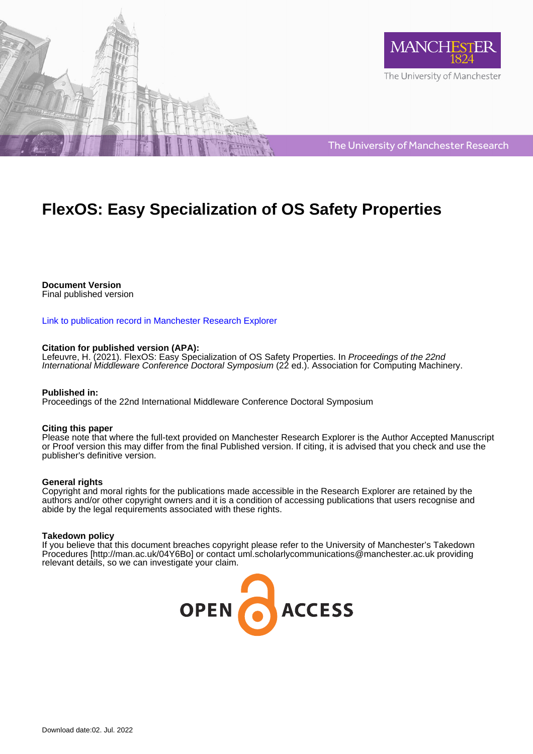# FlexOS: Easy Specialization of OS Safety Properties

**Document Version**
Final published version

[Link to publication record in Manchester Research Explorer]

**Citation for published version (APA):**
Lefeuvre, H. (2021). FlexOS: Easy Specialization of OS Safety Properties. In *Proceedings of the 22nd International Middleware Conference Doctoral Symposium* (22 ed.). Association for Computing Machinery.

**Published in:**
Proceedings of the 22nd International Middleware Conference Doctoral Symposium

**Citing this paper**
Please note that where the full-text provided on Manchester Research Explorer is the Author Accepted Manuscript or Proof version this may differ from the final Published version. If citing, it is advised that you check and use the publisher's definitive version.

**General rights**
Copyright and moral rights for the publications made accessible in the Research Explorer are retained by the authors and/or other copyright owners and it is a condition of accessing publications that users recognise and abide by the legal requirements associated with these rights.

**Takedown policy**
If you believe that this document breaches copyright please refer to the University of Manchester's Takedown Procedures [http://man.ac.uk/04Y6Bo] or contact uml.scholarlycommunications@manchester.ac.uk providing relevant details, so we can investigate your claim.

Download date:02. Jul. 2022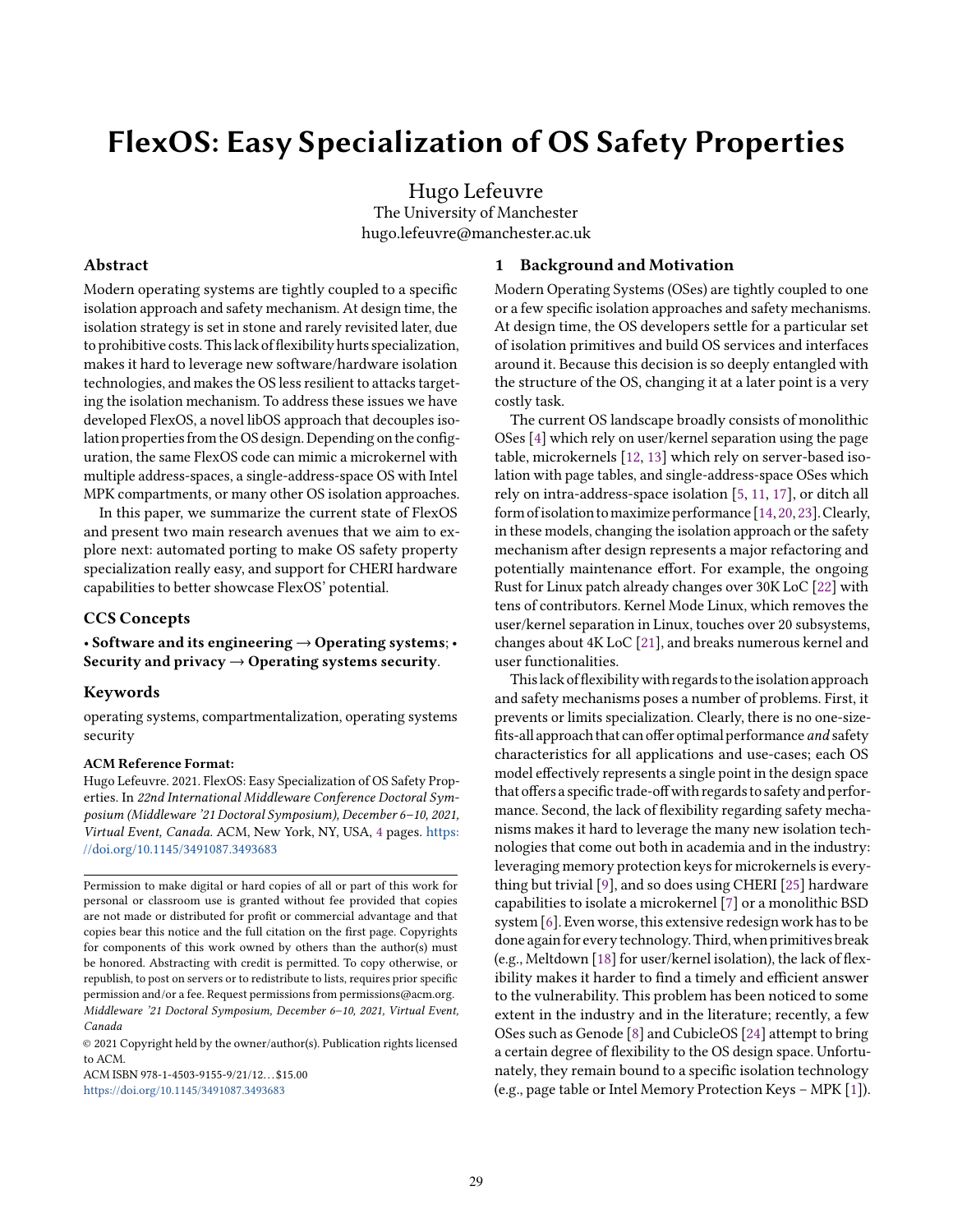# FlexOS: Easy Specialization of OS Safety Properties

Hugo Lefeuvre
The University of Manchester
hugo.lefeuvre@manchester.ac.uk

## Abstract

Modern operating systems are tightly coupled to a specific isolation approach and safety mechanism. At design time, the isolation strategy is set in stone and rarely revisited later, due to prohibitive costs. This lack of flexibility hurts specialization, makes it hard to leverage new software/hardware isolation technologies, and makes the OS less resilient to attacks targeting the isolation mechanism. To address these issues we have developed FlexOS, a novel libOS approach that decouples isolation properties from the OS design. Depending on the configuration, the same FlexOS code can mimic a microkernel with multiple address-spaces, a single-address-space OS with Intel MPK compartments, or many other OS isolation approaches.

In this paper, we summarize the current state of FlexOS and present two main research avenues that we aim to explore next: automated porting to make OS safety property specialization really easy, and support for CHERI hardware capabilities to better showcase FlexOS' potential.

## CCS Concepts

**• Software and its engineering → Operating systems**; **• Security and privacy → Operating systems security**.

## Keywords

operating systems, compartmentalization, operating systems security

**ACM Reference Format:**
Hugo Lefeuvre. 2021. FlexOS: Easy Specialization of OS Safety Properties. In *22nd International Middleware Conference Doctoral Symposium (Middleware '21 Doctoral Symposium), December 6–10, 2021, Virtual Event, Canada.* ACM, New York, NY, USA, 4 pages. https://doi.org/10.1145/3491087.3493683

Permission to make digital or hard copies of all or part of this work for personal or classroom use is granted without fee provided that copies are not made or distributed for profit or commercial advantage and that copies bear this notice and the full citation on the first page. Copyrights for components of this work owned by others than the author(s) must be honored. Abstracting with credit is permitted. To copy otherwise, or republish, to post on servers or to redistribute to lists, requires prior specific permission and/or a fee. Request permissions from permissions@acm.org.
*Middleware '21 Doctoral Symposium, December 6–10, 2021, Virtual Event, Canada*
© 2021 Copyright held by the owner/author(s). Publication rights licensed to ACM.
ACM ISBN 978-1-4503-9155-9/21/12...$15.00
https://doi.org/10.1145/3491087.3493683

## 1 Background and Motivation

Modern Operating Systems (OSes) are tightly coupled to one or a few specific isolation approaches and safety mechanisms. At design time, the OS developers settle for a particular set of isolation primitives and build OS services and interfaces around it. Because this decision is so deeply entangled with the structure of the OS, changing it at a later point is a very costly task.

The current OS landscape broadly consists of monolithic OSes [4] which rely on user/kernel separation using the page table, microkernels [12, 13] which rely on server-based isolation with page tables, and single-address-space OSes which rely on intra-address-space isolation [5, 11, 17], or ditch all form of isolation to maximize performance [14, 20, 23]. Clearly, in these models, changing the isolation approach or the safety mechanism after design represents a major refactoring and potentially maintenance effort. For example, the ongoing Rust for Linux patch already changes over 30K LoC [22] with tens of contributors. Kernel Mode Linux, which removes the user/kernel separation in Linux, touches over 20 subsystems, changes about 4K LoC [21], and breaks numerous kernel and user functionalities.

This lack of flexibility with regards to the isolation approach and safety mechanisms poses a number of problems. First, it prevents or limits specialization. Clearly, there is no one-size-fits-all approach that can offer optimal performance *and* safety characteristics for all applications and use-cases; each OS model effectively represents a single point in the design space that offers a specific trade-off with regards to safety and performance. Second, the lack of flexibility regarding safety mechanisms makes it hard to leverage the many new isolation technologies that come out both in academia and in the industry: leveraging memory protection keys for microkernels is everything but trivial [9], and so does using CHERI [25] hardware capabilities to isolate a microkernel [7] or a monolithic BSD system [6]. Even worse, this extensive redesign work has to be done again for every technology. Third, when primitives break (e.g., Meltdown [18] for user/kernel isolation), the lack of flexibility makes it harder to find a timely and efficient answer to the vulnerability. This problem has been noticed to some extent in the industry and in the literature; recently, a few OSes such as Genode [8] and CubicleOS [24] attempt to bring a certain degree of flexibility to the OS design space. Unfortunately, they remain bound to a specific isolation technology (e.g., page table or Intel Memory Protection Keys – MPK [1]).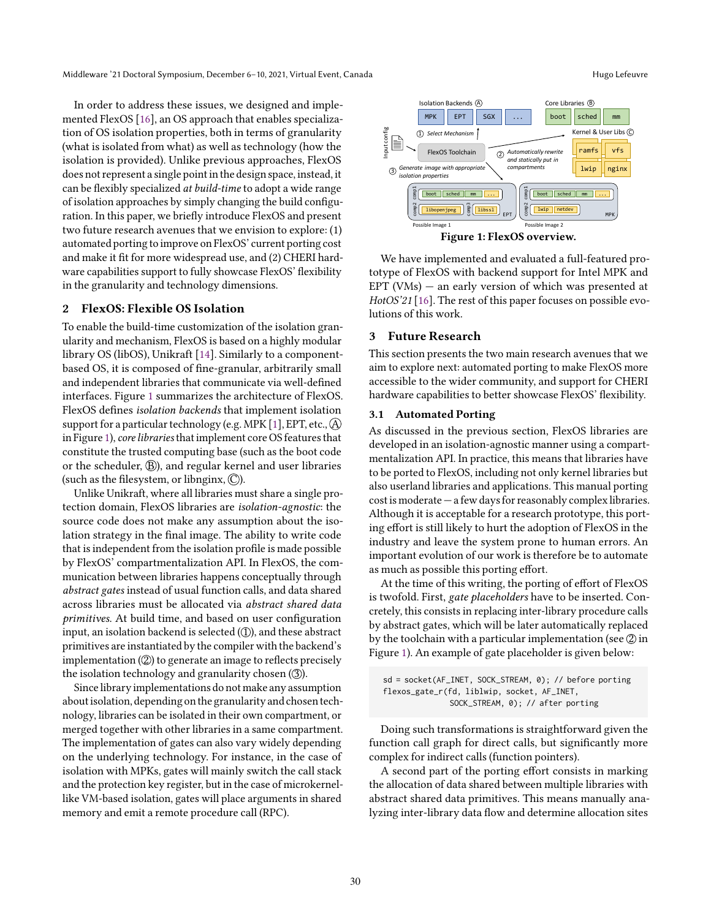In order to address these issues, we designed and implemented FlexOS [16], an OS approach that enables specialization of OS isolation properties, both in terms of granularity (what is isolated from what) as well as technology (how the isolation is provided). Unlike previous approaches, FlexOS does not represent a single point in the design space, instead, it can be flexibly specialized *at build-time* to adopt a wide range of isolation approaches by simply changing the build configuration. In this paper, we briefly introduce FlexOS and present two future research avenues that we envision to explore: (1) automated porting to improve on FlexOS' current porting cost and make it fit for more widespread use, and (2) CHERI hardware capabilities support to fully showcase FlexOS' flexibility in the granularity and technology dimensions.

## 2 FlexOS: Flexible OS Isolation

To enable the build-time customization of the isolation granularity and mechanism, FlexOS is based on a highly modular library OS (libOS), Unikraft [14]. Similarly to a component-based OS, it is composed of fine-granular, arbitrarily small and independent libraries that communicate via well-defined interfaces. Figure 1 summarizes the architecture of FlexOS. FlexOS defines *isolation backends* that implement isolation support for a particular technology (e.g. MPK [1], EPT, etc., Ⓐ in Figure 1), *core libraries* that implement core OS features that constitute the trusted computing base (such as the boot code or the scheduler, Ⓑ), and regular kernel and user libraries (such as the filesystem, or libnginx, Ⓒ).

Unlike Unikraft, where all libraries must share a single protection domain, FlexOS libraries are *isolation-agnostic*: the source code does not make any assumption about the isolation strategy in the final image. The ability to write code that is independent from the isolation profile is made possible by FlexOS' compartmentalization API. In FlexOS, the communication between libraries happens conceptually through *abstract gates* instead of usual function calls, and data shared across libraries must be allocated via *abstract shared data primitives*. At build time, and based on user configuration input, an isolation backend is selected (①), and these abstract primitives are instantiated by the compiler with the backend's implementation (②) to generate an image to reflects precisely the isolation technology and granularity chosen (③).

Since library implementations do not make any assumption about isolation, depending on the granularity and chosen technology, libraries can be isolated in their own compartment, or merged together with other libraries in a same compartment. The implementation of gates can also vary widely depending on the underlying technology. For instance, in the case of isolation with MPKs, gates will mainly switch the call stack and the protection key register, but in the case of microkernel-like VM-based isolation, gates will place arguments in shared memory and emit a remote procedure call (RPC).

Isolation Backends Ⓐ: MPK | EPT | SGX | ...
Core Libraries Ⓑ: boot | sched | mm
Kernel & User Libs Ⓒ: ramfs | vfs | lwip | nginx
Input config → FlexOS Toolchain
① Select Mechanism
② Automatically rewrite and statically put in compartments
③ Generate image with appropriate isolation properties
Possible Image 1 (EPT): comp1: boot, sched, mm, ...; comp2: libopenjpeg; comp3: libssl
Possible Image 2 (MPK): comp1: boot, sched, mm, ...; comp2: lwip, netdev

**Figure 1: FlexOS overview.**

We have implemented and evaluated a full-featured prototype of FlexOS with backend support for Intel MPK and EPT (VMs) — an early version of which was presented at *HotOS'21* [16]. The rest of this paper focuses on possible evolutions of this work.

## 3 Future Research

This section presents the two main research avenues that we aim to explore next: automated porting to make FlexOS more accessible to the wider community, and support for CHERI hardware capabilities to better showcase FlexOS' flexibility.

### 3.1 Automated Porting

As discussed in the previous section, FlexOS libraries are developed in an isolation-agnostic manner using a compartmentalization API. In practice, this means that libraries have to be ported to FlexOS, including not only kernel libraries but also userland libraries and applications. This manual porting cost is moderate — a few days for reasonably complex libraries. Although it is acceptable for a research prototype, this porting effort is still likely to hurt the adoption of FlexOS in the industry and leave the system prone to human errors. An important evolution of our work is therefore be to automate as much as possible this porting effort.

At the time of this writing, the porting of effort of FlexOS is twofold. First, *gate placeholders* have to be inserted. Concretely, this consists in replacing inter-library procedure calls by abstract gates, which will be later automatically replaced by the toolchain with a particular implementation (see ② in Figure 1). An example of gate placeholder is given below:

```
sd = socket(AF_INET, SOCK_STREAM, 0); // before porting
flexos_gate_r(fd, liblwip, socket, AF_INET,
              SOCK_STREAM, 0); // after porting
```

Doing such transformations is straightforward given the function call graph for direct calls, but significantly more complex for indirect calls (function pointers).

A second part of the porting effort consists in marking the allocation of data shared between multiple libraries with abstract shared data primitives. This means manually analyzing inter-library data flow and determine allocation sites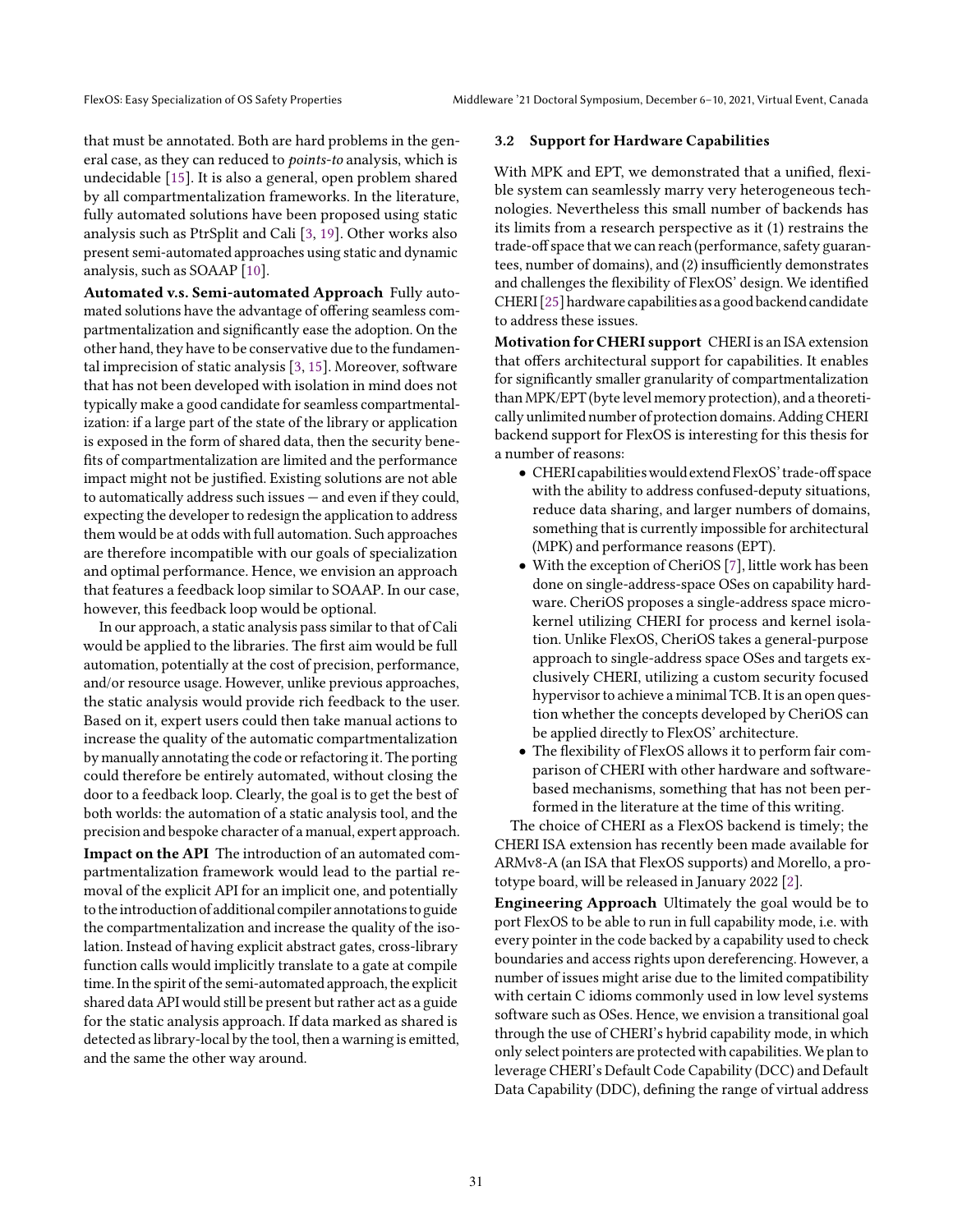that must be annotated. Both are hard problems in the general case, as they can reduced to *points-to* analysis, which is undecidable [15]. It is also a general, open problem shared by all compartmentalization frameworks. In the literature, fully automated solutions have been proposed using static analysis such as PtrSplit and Cali [3, 19]. Other works also present semi-automated approaches using static and dynamic analysis, such as SOAAP [10].

**Automated v.s. Semi-automated Approach** Fully automated solutions have the advantage of offering seamless compartmentalization and significantly ease the adoption. On the other hand, they have to be conservative due to the fundamental imprecision of static analysis [3, 15]. Moreover, software that has not been developed with isolation in mind does not typically make a good candidate for seamless compartmentalization: if a large part of the state of the library or application is exposed in the form of shared data, then the security benefits of compartmentalization are limited and the performance impact might not be justified. Existing solutions are not able to automatically address such issues — and even if they could, expecting the developer to redesign the application to address them would be at odds with full automation. Such approaches are therefore incompatible with our goals of specialization and optimal performance. Hence, we envision an approach that features a feedback loop similar to SOAAP. In our case, however, this feedback loop would be optional.

In our approach, a static analysis pass similar to that of Cali would be applied to the libraries. The first aim would be full automation, potentially at the cost of precision, performance, and/or resource usage. However, unlike previous approaches, the static analysis would provide rich feedback to the user. Based on it, expert users could then take manual actions to increase the quality of the automatic compartmentalization by manually annotating the code or refactoring it. The porting could therefore be entirely automated, without closing the door to a feedback loop. Clearly, the goal is to get the best of both worlds: the automation of a static analysis tool, and the precision and bespoke character of a manual, expert approach.

**Impact on the API** The introduction of an automated compartmentalization framework would lead to the partial removal of the explicit API for an implicit one, and potentially to the introduction of additional compiler annotations to guide the compartmentalization and increase the quality of the isolation. Instead of having explicit abstract gates, cross-library function calls would implicitly translate to a gate at compile time. In the spirit of the semi-automated approach, the explicit shared data API would still be present but rather act as a guide for the static analysis approach. If data marked as shared is detected as library-local by the tool, then a warning is emitted, and the same the other way around.

### 3.2 Support for Hardware Capabilities

With MPK and EPT, we demonstrated that a unified, flexible system can seamlessly marry very heterogeneous technologies. Nevertheless this small number of backends has its limits from a research perspective as it (1) restrains the trade-off space that we can reach (performance, safety guarantees, number of domains), and (2) insufficiently demonstrates and challenges the flexibility of FlexOS' design. We identified CHERI [25] hardware capabilities as a good backend candidate to address these issues.

**Motivation for CHERI support** CHERI is an ISA extension that offers architectural support for capabilities. It enables for significantly smaller granularity of compartmentalization than MPK/EPT (byte level memory protection), and a theoretically unlimited number of protection domains. Adding CHERI backend support for FlexOS is interesting for this thesis for a number of reasons:

- CHERI capabilities would extend FlexOS' trade-off space with the ability to address confused-deputy situations, reduce data sharing, and larger numbers of domains, something that is currently impossible for architectural (MPK) and performance reasons (EPT).
- With the exception of CheriOS [7], little work has been done on single-address-space OSes on capability hardware. CheriOS proposes a single-address space microkernel utilizing CHERI for process and kernel isolation. Unlike FlexOS, CheriOS takes a general-purpose approach to single-address space OSes and targets exclusively CHERI, utilizing a custom security focused hypervisor to achieve a minimal TCB. It is an open question whether the concepts developed by CheriOS can be applied directly to FlexOS' architecture.
- The flexibility of FlexOS allows it to perform fair comparison of CHERI with other hardware and software-based mechanisms, something that has not been performed in the literature at the time of this writing.

The choice of CHERI as a FlexOS backend is timely; the CHERI ISA extension has recently been made available for ARMv8-A (an ISA that FlexOS supports) and Morello, a prototype board, will be released in January 2022 [2].

**Engineering Approach** Ultimately the goal would be to port FlexOS to be able to run in full capability mode, i.e. with every pointer in the code backed by a capability used to check boundaries and access rights upon dereferencing. However, a number of issues might arise due to the limited compatibility with certain C idioms commonly used in low level systems software such as OSes. Hence, we envision a transitional goal through the use of CHERI's hybrid capability mode, in which only select pointers are protected with capabilities. We plan to leverage CHERI's Default Code Capability (DCC) and Default Data Capability (DDC), defining the range of virtual address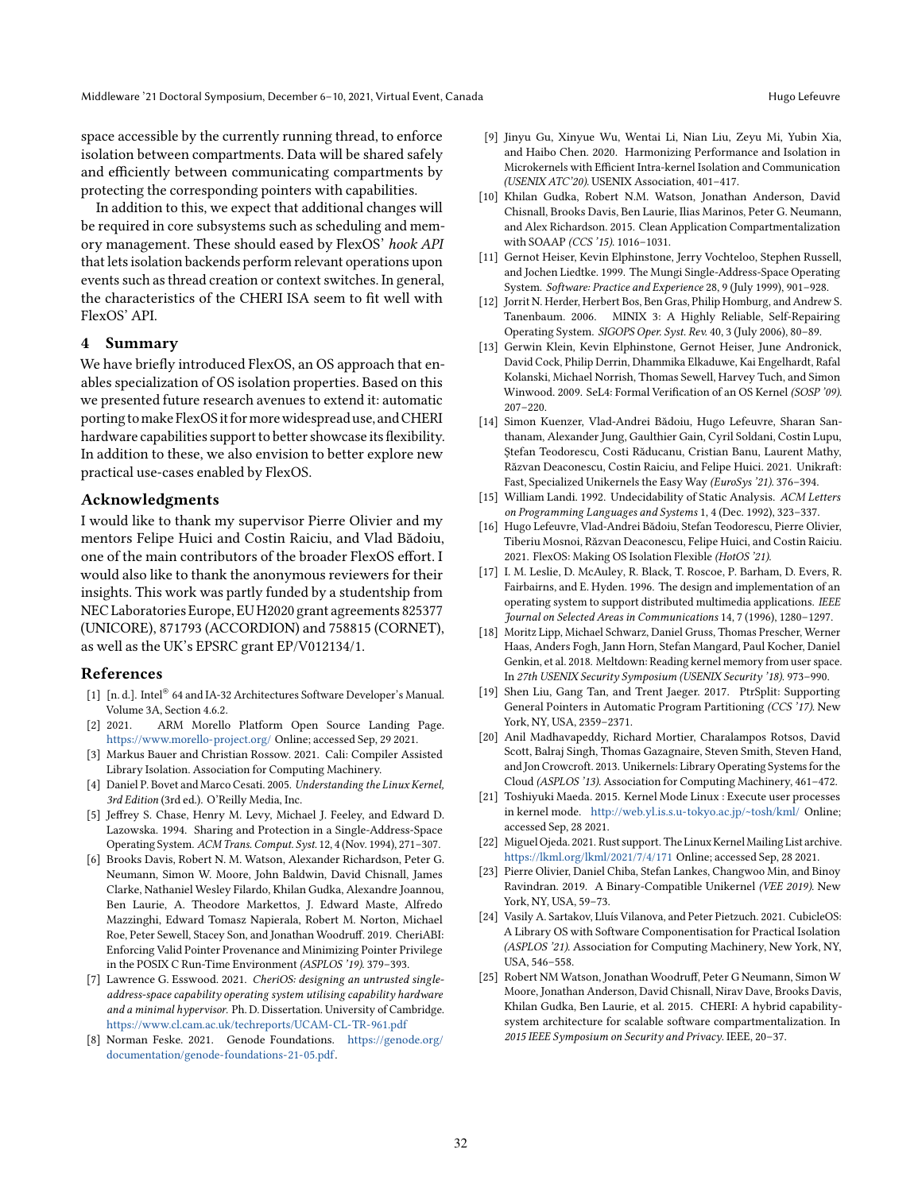space accessible by the currently running thread, to enforce isolation between compartments. Data will be shared safely and efficiently between communicating compartments by protecting the corresponding pointers with capabilities.

In addition to this, we expect that additional changes will be required in core subsystems such as scheduling and memory management. These should eased by FlexOS' *hook API* that lets isolation backends perform relevant operations upon events such as thread creation or context switches. In general, the characteristics of the CHERI ISA seem to fit well with FlexOS' API.

## 4 Summary

We have briefly introduced FlexOS, an OS approach that enables specialization of OS isolation properties. Based on this we presented future research avenues to extend it: automatic porting to make FlexOS it for more widespread use, and CHERI hardware capabilities support to better showcase its flexibility. In addition to these, we also envision to better explore new practical use-cases enabled by FlexOS.

## Acknowledgments

I would like to thank my supervisor Pierre Olivier and my mentors Felipe Huici and Costin Raiciu, and Vlad Bădoiu, one of the main contributors of the broader FlexOS effort. I would also like to thank the anonymous reviewers for their insights. This work was partly funded by a studentship from NEC Laboratories Europe, EU H2020 grant agreements 825377 (UNICORE), 871793 (ACCORDION) and 758815 (CORNET), as well as the UK's EPSRC grant EP/V012134/1.

## References

[1] [n. d.]. Intel® 64 and IA-32 Architectures Software Developer's Manual. Volume 3A, Section 4.6.2.

[2] 2021. ARM Morello Platform Open Source Landing Page. https://www.morello-project.org/ Online; accessed Sep, 29 2021.

[3] Markus Bauer and Christian Rossow. 2021. Cali: Compiler Assisted Library Isolation. Association for Computing Machinery.

[4] Daniel P. Bovet and Marco Cesati. 2005. *Understanding the Linux Kernel, 3rd Edition* (3rd ed.). O'Reilly Media, Inc.

[5] Jeffrey S. Chase, Henry M. Levy, Michael J. Feeley, and Edward D. Lazowska. 1994. Sharing and Protection in a Single-Address-Space Operating System. *ACM Trans. Comput. Syst.* 12, 4 (Nov. 1994), 271–307.

[6] Brooks Davis, Robert N. M. Watson, Alexander Richardson, Peter G. Neumann, Simon W. Moore, John Baldwin, David Chisnall, James Clarke, Nathaniel Wesley Filardo, Khilan Gudka, Alexandre Joannou, Ben Laurie, A. Theodore Markettos, J. Edward Maste, Alfredo Mazzinghi, Edward Tomasz Napierala, Robert M. Norton, Michael Roe, Peter Sewell, Stacey Son, and Jonathan Woodruff. 2019. CheriABI: Enforcing Valid Pointer Provenance and Minimizing Pointer Privilege in the POSIX C Run-Time Environment *(ASPLOS '19)*. 379–393.

[7] Lawrence G. Esswood. 2021. *CheriOS: designing an untrusted single-address-space capability operating system utilising capability hardware and a minimal hypervisor.* Ph. D. Dissertation. University of Cambridge. https://www.cl.cam.ac.uk/techreports/UCAM-CL-TR-961.pdf

[8] Norman Feske. 2021. Genode Foundations. https://genode.org/documentation/genode-foundations-21-05.pdf.

[9] Jinyu Gu, Xinyue Wu, Wentai Li, Nian Liu, Zeyu Mi, Yubin Xia, and Haibo Chen. 2020. Harmonizing Performance and Isolation in Microkernels with Efficient Intra-kernel Isolation and Communication *(USENIX ATC'20)*. USENIX Association, 401–417.

[10] Khilan Gudka, Robert N.M. Watson, Jonathan Anderson, David Chisnall, Brooks Davis, Ben Laurie, Ilias Marinos, Peter G. Neumann, and Alex Richardson. 2015. Clean Application Compartmentalization with SOAAP *(CCS '15)*. 1016–1031.

[11] Gernot Heiser, Kevin Elphinstone, Jerry Vochteloo, Stephen Russell, and Jochen Liedtke. 1999. The Mungi Single-Address-Space Operating System. *Software: Practice and Experience* 28, 9 (July 1999), 901–928.

[12] Jorrit N. Herder, Herbert Bos, Ben Gras, Philip Homburg, and Andrew S. Tanenbaum. 2006. MINIX 3: A Highly Reliable, Self-Repairing Operating System. *SIGOPS Oper. Syst. Rev.* 40, 3 (July 2006), 80–89.

[13] Gerwin Klein, Kevin Elphinstone, Gernot Heiser, June Andronick, David Cock, Philip Derrin, Dhammika Elkaduwe, Kai Engelhardt, Rafal Kolanski, Michael Norrish, Thomas Sewell, Harvey Tuch, and Simon Winwood. 2009. SeL4: Formal Verification of an OS Kernel *(SOSP '09)*. 207–220.

[14] Simon Kuenzer, Vlad-Andrei Bădoiu, Hugo Lefeuvre, Sharan Santhanam, Alexander Jung, Gaulthier Gain, Cyril Soldani, Costin Lupu, Ştefan Teodorescu, Costi Răducanu, Cristian Banu, Laurent Mathy, Răzvan Deaconescu, Costin Raiciu, and Felipe Huici. 2021. Unikraft: Fast, Specialized Unikernels the Easy Way *(EuroSys '21)*. 376–394.

[15] William Landi. 1992. Undecidability of Static Analysis. *ACM Letters on Programming Languages and Systems* 1, 4 (Dec. 1992), 323–337.

[16] Hugo Lefeuvre, Vlad-Andrei Bădoiu, Stefan Teodorescu, Pierre Olivier, Tiberiu Mosnoi, Răzvan Deaconescu, Felipe Huici, and Costin Raiciu. 2021. FlexOS: Making OS Isolation Flexible *(HotOS '21)*.

[17] I. M. Leslie, D. McAuley, R. Black, T. Roscoe, P. Barham, D. Evers, R. Fairbairns, and E. Hyden. 1996. The design and implementation of an operating system to support distributed multimedia applications. *IEEE Journal on Selected Areas in Communications* 14, 7 (1996), 1280–1297.

[18] Moritz Lipp, Michael Schwarz, Daniel Gruss, Thomas Prescher, Werner Haas, Anders Fogh, Jann Horn, Stefan Mangard, Paul Kocher, Daniel Genkin, et al. 2018. Meltdown: Reading kernel memory from user space. In *27th USENIX Security Symposium (USENIX Security '18)*. 973–990.

[19] Shen Liu, Gang Tan, and Trent Jaeger. 2017. PtrSplit: Supporting General Pointers in Automatic Program Partitioning *(CCS '17)*. New York, NY, USA, 2359–2371.

[20] Anil Madhavapeddy, Richard Mortier, Charalampos Rotsos, David Scott, Balraj Singh, Thomas Gazagnaire, Steven Smith, Steven Hand, and Jon Crowcroft. 2013. Unikernels: Library Operating Systems for the Cloud *(ASPLOS '13)*. Association for Computing Machinery, 461–472.

[21] Toshiyuki Maeda. 2015. Kernel Mode Linux : Execute user processes in kernel mode. http://web.yl.is.s.u-tokyo.ac.jp/~tosh/kml/ Online; accessed Sep, 28 2021.

[22] Miguel Ojeda. 2021. Rust support. The Linux Kernel Mailing List archive. https://lkml.org/lkml/2021/7/4/171 Online; accessed Sep, 28 2021.

[23] Pierre Olivier, Daniel Chiba, Stefan Lankes, Changwoo Min, and Binoy Ravindran. 2019. A Binary-Compatible Unikernel *(VEE 2019)*. New York, NY, USA, 59–73.

[24] Vasily A. Sartakov, Lluís Vilanova, and Peter Pietzuch. 2021. CubicleOS: A Library OS with Software Componentisation for Practical Isolation *(ASPLOS '21)*. Association for Computing Machinery, New York, NY, USA, 546–558.

[25] Robert NM Watson, Jonathan Woodruff, Peter G Neumann, Simon W Moore, Jonathan Anderson, David Chisnall, Nirav Dave, Brooks Davis, Khilan Gudka, Ben Laurie, et al. 2015. CHERI: A hybrid capability-system architecture for scalable software compartmentalization. In *2015 IEEE Symposium on Security and Privacy*. IEEE, 20–37.